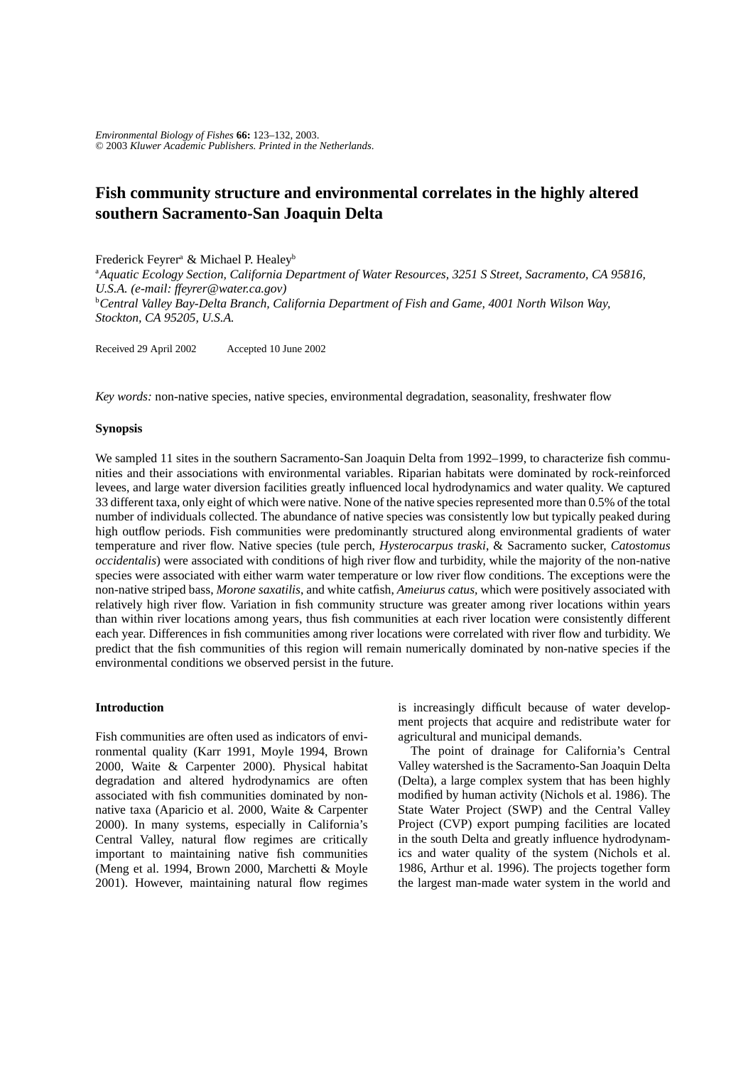# Fish community structure and environmental correlates in the highly altered southern Sacramento-San Joaquin Delta

Frederick Feyrer[a] & Michael P. Healey[b]

[a] *Aquatic Ecology Section, California Department of Water Resources, 3251 S Street, Sacramento, CA 95816, U.S.A. (e-mail: ffeyrer@water.ca.gov)*

[b] *Central Valley Bay-Delta Branch, California Department of Fish and Game, 4001 North Wilson Way, Stockton, CA 95205, U.S.A.*

Received 29 April 2002 Accepted 10 June 2002

*Key words:* non-native species, native species, environmental degradation, seasonality, freshwater flow

## Synopsis

We sampled 11 sites in the southern Sacramento-San Joaquin Delta from 1992–1999, to characterize fish communities and their associations with environmental variables. Riparian habitats were dominated by rock-reinforced levees, and large water diversion facilities greatly influenced local hydrodynamics and water quality. We captured 33 different taxa, only eight of which were native. None of the native species represented more than 0.5% of the total number of individuals collected. The abundance of native species was consistently low but typically peaked during high outflow periods. Fish communities were predominantly structured along environmental gradients of water temperature and river flow. Native species (tule perch, *Hysterocarpus traski*, & Sacramento sucker, *Catostomus occidentalis*) were associated with conditions of high river flow and turbidity, while the majority of the non-native species were associated with either warm water temperature or low river flow conditions. The exceptions were the non-native striped bass, *Morone saxatilis*, and white catfish, *Ameiurus catus*, which were positively associated with relatively high river flow. Variation in fish community structure was greater among river locations within years than within river locations among years, thus fish communities at each river location were consistently different each year. Differences in fish communities among river locations were correlated with river flow and turbidity. We predict that the fish communities of this region will remain numerically dominated by non-native species if the environmental conditions we observed persist in the future.

## Introduction

Fish communities are often used as indicators of environmental quality (Karr 1991, Moyle 1994, Brown 2000, Waite & Carpenter 2000). Physical habitat degradation and altered hydrodynamics are often associated with fish communities dominated by non-native taxa (Aparicio et al. 2000, Waite & Carpenter 2000). In many systems, especially in California's Central Valley, natural flow regimes are critically important to maintaining native fish communities (Meng et al. 1994, Brown 2000, Marchetti & Moyle 2001). However, maintaining natural flow regimes is increasingly difficult because of water development projects that acquire and redistribute water for agricultural and municipal demands.

The point of drainage for California's Central Valley watershed is the Sacramento-San Joaquin Delta (Delta), a large complex system that has been highly modified by human activity (Nichols et al. 1986). The State Water Project (SWP) and the Central Valley Project (CVP) export pumping facilities are located in the south Delta and greatly influence hydrodynamics and water quality of the system (Nichols et al. 1986, Arthur et al. 1996). The projects together form the largest man-made water system in the world and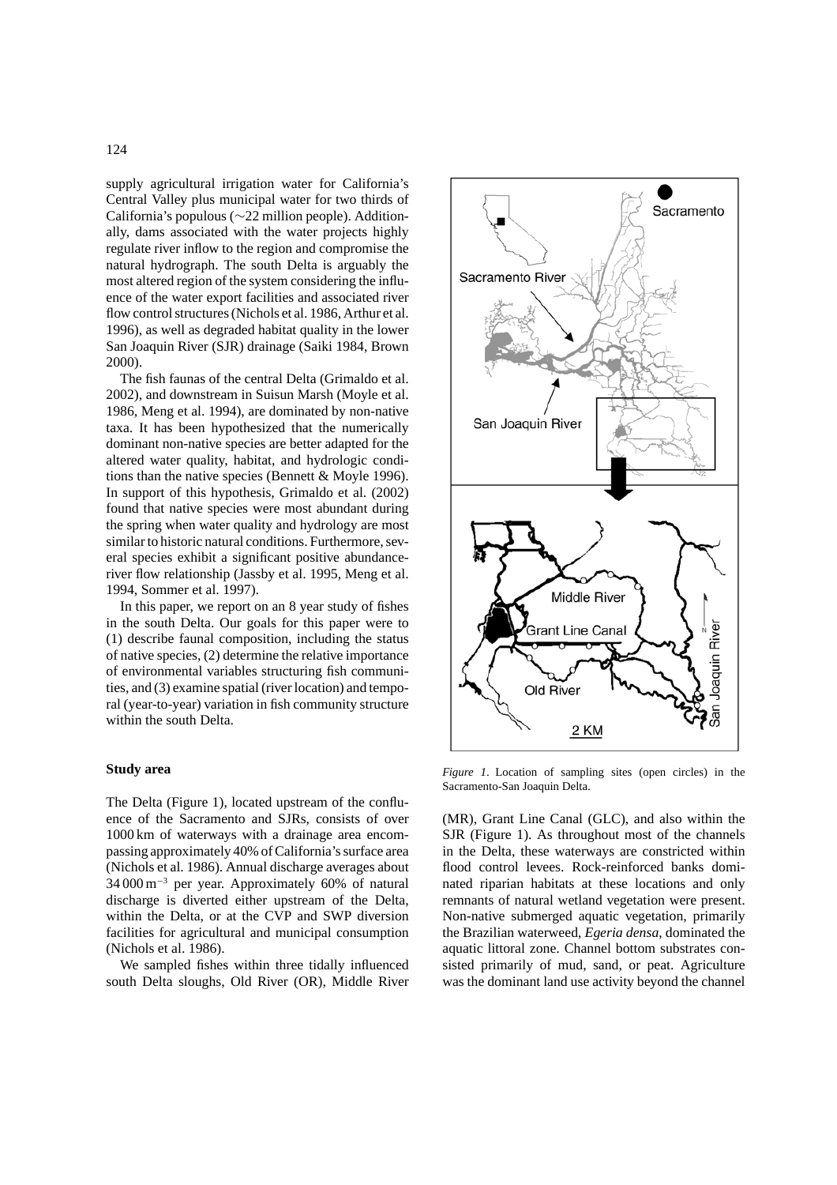supply agricultural irrigation water for California's Central Valley plus municipal water for two thirds of California's populous (∼22 million people). Additionally, dams associated with the water projects highly regulate river inflow to the region and compromise the natural hydrograph. The south Delta is arguably the most altered region of the system considering the influence of the water export facilities and associated river flow control structures (Nichols et al. 1986, Arthur et al. 1996), as well as degraded habitat quality in the lower San Joaquin River (SJR) drainage (Saiki 1984, Brown 2000).

The fish faunas of the central Delta (Grimaldo et al. 2002), and downstream in Suisun Marsh (Moyle et al. 1986, Meng et al. 1994), are dominated by non-native taxa. It has been hypothesized that the numerically dominant non-native species are better adapted for the altered water quality, habitat, and hydrologic conditions than the native species (Bennett & Moyle 1996). In support of this hypothesis, Grimaldo et al. (2002) found that native species were most abundant during the spring when water quality and hydrology are most similar to historic natural conditions. Furthermore, several species exhibit a significant positive abundance-river flow relationship (Jassby et al. 1995, Meng et al. 1994, Sommer et al. 1997).

In this paper, we report on an 8 year study of fishes in the south Delta. Our goals for this paper were to (1) describe faunal composition, including the status of native species, (2) determine the relative importance of environmental variables structuring fish communities, and (3) examine spatial (river location) and temporal (year-to-year) variation in fish community structure within the south Delta.

## Study area

The Delta (Figure 1), located upstream of the confluence of the Sacramento and SJRs, consists of over 1000 km of waterways with a drainage area encompassing approximately 40% of California's surface area (Nichols et al. 1986). Annual discharge averages about 34 000 $m^{-3}$ per year. Approximately 60% of natural discharge is diverted either upstream of the Delta, within the Delta, or at the CVP and SWP diversion facilities for agricultural and municipal consumption (Nichols et al. 1986).

We sampled fishes within three tidally influenced south Delta sloughs, Old River (OR), Middle River (MR), Grant Line Canal (GLC), and also within the SJR (Figure 1). As throughout most of the channels in the Delta, these waterways are constricted within flood control levees. Rock-reinforced banks dominated riparian habitats at these locations and only remnants of natural wetland vegetation were present. Non-native submerged aquatic vegetation, primarily the Brazilian waterweed, *Egeria densa*, dominated the aquatic littoral zone. Channel bottom substrates consisted primarily of mud, sand, or peat. Agriculture was the dominant land use activity beyond the channel

*Figure 1*. Location of sampling sites (open circles) in the Sacramento-San Joaquin Delta.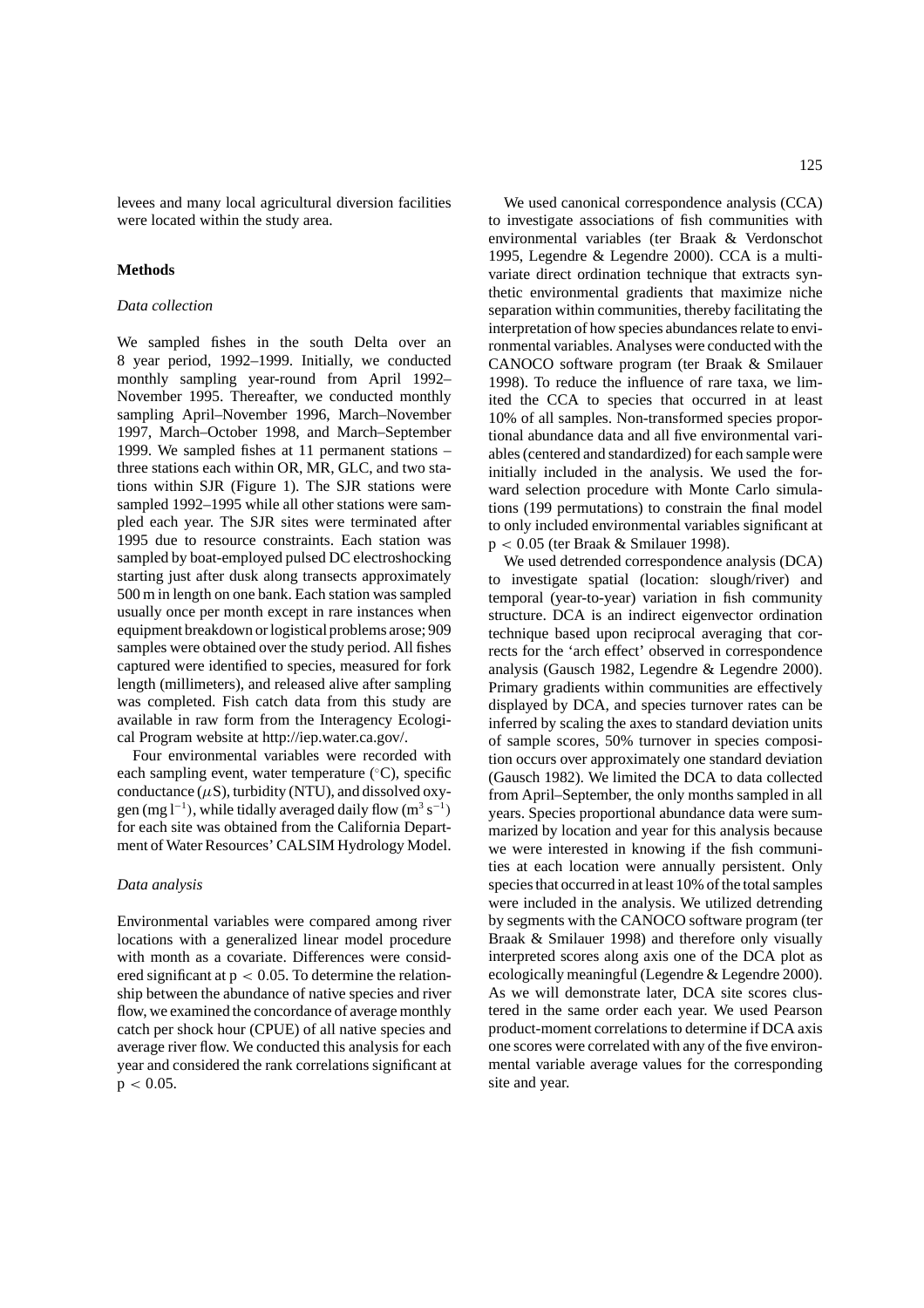levees and many local agricultural diversion facilities were located within the study area.

## Methods

### *Data collection*

We sampled fishes in the south Delta over an 8 year period, 1992–1999. Initially, we conducted monthly sampling year-round from April 1992–November 1995. Thereafter, we conducted monthly sampling April–November 1996, March–November 1997, March–October 1998, and March–September 1999. We sampled fishes at 11 permanent stations – three stations each within OR, MR, GLC, and two stations within SJR (Figure 1). The SJR stations were sampled 1992–1995 while all other stations were sampled each year. The SJR sites were terminated after 1995 due to resource constraints. Each station was sampled by boat-employed pulsed DC electroshocking starting just after dusk along transects approximately 500 m in length on one bank. Each station was sampled usually once per month except in rare instances when equipment breakdown or logistical problems arose; 909 samples were obtained over the study period. All fishes captured were identified to species, measured for fork length (millimeters), and released alive after sampling was completed. Fish catch data from this study are available in raw form from the Interagency Ecological Program website at http://iep.water.ca.gov/.

Four environmental variables were recorded with each sampling event, water temperature (°C), specific conductance ($\mu$S), turbidity (NTU), and dissolved oxygen (mg $l^{-1}$), while tidally averaged daily flow ($m^3 s^{-1}$) for each site was obtained from the California Department of Water Resources' CALSIM Hydrology Model.

### *Data analysis*

Environmental variables were compared among river locations with a generalized linear model procedure with month as a covariate. Differences were considered significant at $p < 0.05$. To determine the relationship between the abundance of native species and river flow, we examined the concordance of average monthly catch per shock hour (CPUE) of all native species and average river flow. We conducted this analysis for each year and considered the rank correlations significant at $p < 0.05$.

We used canonical correspondence analysis (CCA) to investigate associations of fish communities with environmental variables (ter Braak & Verdonschot 1995, Legendre & Legendre 2000). CCA is a multivariate direct ordination technique that extracts synthetic environmental gradients that maximize niche separation within communities, thereby facilitating the interpretation of how species abundances relate to environmental variables. Analyses were conducted with the CANOCO software program (ter Braak & Smilauer 1998). To reduce the influence of rare taxa, we limited the CCA to species that occurred in at least 10% of all samples. Non-transformed species proportional abundance data and all five environmental variables (centered and standardized) for each sample were initially included in the analysis. We used the forward selection procedure with Monte Carlo simulations (199 permutations) to constrain the final model to only included environmental variables significant at $p < 0.05$ (ter Braak & Smilauer 1998).

We used detrended correspondence analysis (DCA) to investigate spatial (location: slough/river) and temporal (year-to-year) variation in fish community structure. DCA is an indirect eigenvector ordination technique based upon reciprocal averaging that corrects for the 'arch effect' observed in correspondence analysis (Gausch 1982, Legendre & Legendre 2000). Primary gradients within communities are effectively displayed by DCA, and species turnover rates can be inferred by scaling the axes to standard deviation units of sample scores, 50% turnover in species composition occurs over approximately one standard deviation (Gausch 1982). We limited the DCA to data collected from April–September, the only months sampled in all years. Species proportional abundance data were summarized by location and year for this analysis because we were interested in knowing if the fish communities at each location were annually persistent. Only species that occurred in at least 10% of the total samples were included in the analysis. We utilized detrending by segments with the CANOCO software program (ter Braak & Smilauer 1998) and therefore only visually interpreted scores along axis one of the DCA plot as ecologically meaningful (Legendre & Legendre 2000). As we will demonstrate later, DCA site scores clustered in the same order each year. We used Pearson product-moment correlations to determine if DCA axis one scores were correlated with any of the five environmental variable average values for the corresponding site and year.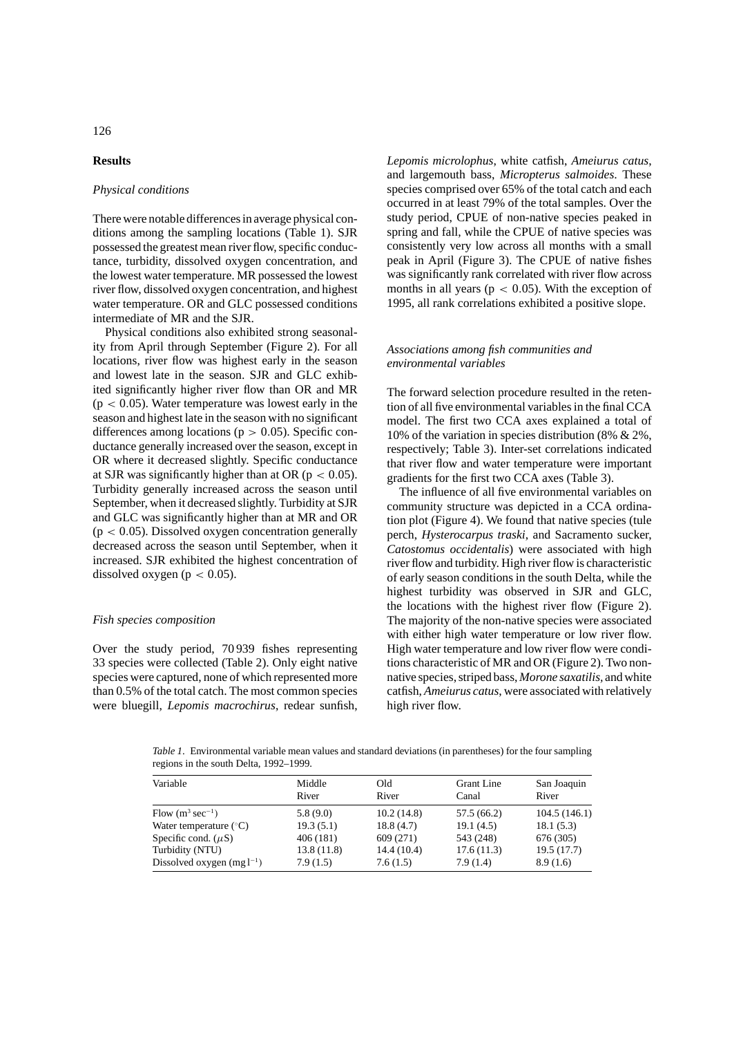## Results

### *Physical conditions*

There were notable differences in average physical conditions among the sampling locations (Table 1). SJR possessed the greatest mean river flow, specific conductance, turbidity, dissolved oxygen concentration, and the lowest water temperature. MR possessed the lowest river flow, dissolved oxygen concentration, and highest water temperature. OR and GLC possessed conditions intermediate of MR and the SJR.

Physical conditions also exhibited strong seasonality from April through September (Figure 2). For all locations, river flow was highest early in the season and lowest late in the season. SJR and GLC exhibited significantly higher river flow than OR and MR ($p < 0.05$). Water temperature was lowest early in the season and highest late in the season with no significant differences among locations ($p > 0.05$). Specific conductance generally increased over the season, except in OR where it decreased slightly. Specific conductance at SJR was significantly higher than at OR ($p < 0.05$). Turbidity generally increased across the season until September, when it decreased slightly. Turbidity at SJR and GLC was significantly higher than at MR and OR ($p < 0.05$). Dissolved oxygen concentration generally decreased across the season until September, when it increased. SJR exhibited the highest concentration of dissolved oxygen ($p < 0.05$).

### *Fish species composition*

Over the study period, 70 939 fishes representing 33 species were collected (Table 2). Only eight native species were captured, none of which represented more than 0.5% of the total catch. The most common species were bluegill, *Lepomis macrochirus*, redear sunfish, *Lepomis microlophus*, white catfish, *Ameiurus catus*, and largemouth bass, *Micropterus salmoides*. These species comprised over 65% of the total catch and each occurred in at least 79% of the total samples. Over the study period, CPUE of non-native species peaked in spring and fall, while the CPUE of native species was consistently very low across all months with a small peak in April (Figure 3). The CPUE of native fishes was significantly rank correlated with river flow across months in all years ($p < 0.05$). With the exception of 1995, all rank correlations exhibited a positive slope.

### *Associations among fish communities and environmental variables*

The forward selection procedure resulted in the retention of all five environmental variables in the final CCA model. The first two CCA axes explained a total of 10% of the variation in species distribution (8% & 2%, respectively; Table 3). Inter-set correlations indicated that river flow and water temperature were important gradients for the first two CCA axes (Table 3).

The influence of all five environmental variables on community structure was depicted in a CCA ordination plot (Figure 4). We found that native species (tule perch, *Hysterocarpus traski*, and Sacramento sucker, *Catostomus occidentalis*) were associated with high river flow and turbidity. High river flow is characteristic of early season conditions in the south Delta, while the highest turbidity was observed in SJR and GLC, the locations with the highest river flow (Figure 2). The majority of the non-native species were associated with either high water temperature or low river flow. High water temperature and low river flow were conditions characteristic of MR and OR (Figure 2). Two non-native species, striped bass, *Morone saxatilis*, and white catfish, *Ameiurus catus*, were associated with relatively high river flow.

*Table 1*. Environmental variable mean values and standard deviations (in parentheses) for the four sampling regions in the south Delta, 1992–1999.

| Variable | Middle River | Old River | Grant Line Canal | San Joaquin River |
|---|---|---|---|---|
| Flow ($m^3\ sec^{-1}$) | 5.8 (9.0) | 10.2 (14.8) | 57.5 (66.2) | 104.5 (146.1) |
| Water temperature (°C) | 19.3 (5.1) | 18.8 (4.7) | 19.1 (4.5) | 18.1 (5.3) |
| Specific cond. ($\mu$S) | 406 (181) | 609 (271) | 543 (248) | 676 (305) |
| Turbidity (NTU) | 13.8 (11.8) | 14.4 (10.4) | 17.6 (11.3) | 19.5 (17.7) |
| Dissolved oxygen ($mg\ l^{-1}$) | 7.9 (1.5) | 7.6 (1.5) | 7.9 (1.4) | 8.9 (1.6) |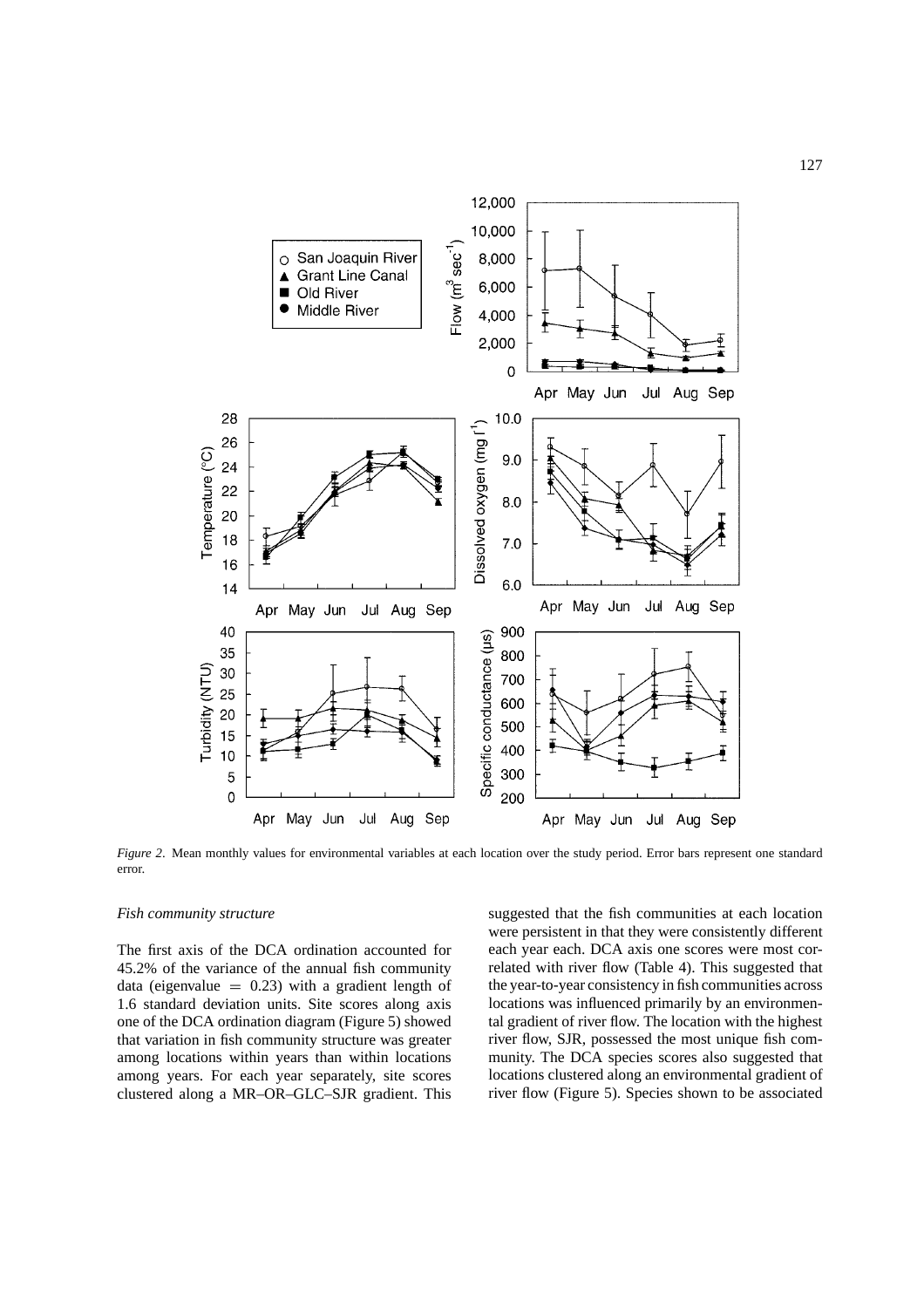*Figure 2*. Mean monthly values for environmental variables at each location over the study period. Error bars represent one standard error.

*Fish community structure*

The first axis of the DCA ordination accounted for 45.2% of the variance of the annual fish community data (eigenvalue $= 0.23$) with a gradient length of 1.6 standard deviation units. Site scores along axis one of the DCA ordination diagram (Figure 5) showed that variation in fish community structure was greater among locations within years than within locations among years. For each year separately, site scores clustered along a MR–OR–GLC–SJR gradient. This suggested that the fish communities at each location were persistent in that they were consistently different each year each. DCA axis one scores were most correlated with river flow (Table 4). This suggested that the year-to-year consistency in fish communities across locations was influenced primarily by an environmental gradient of river flow. The location with the highest river flow, SJR, possessed the most unique fish community. The DCA species scores also suggested that locations clustered along an environmental gradient of river flow (Figure 5). Species shown to be associated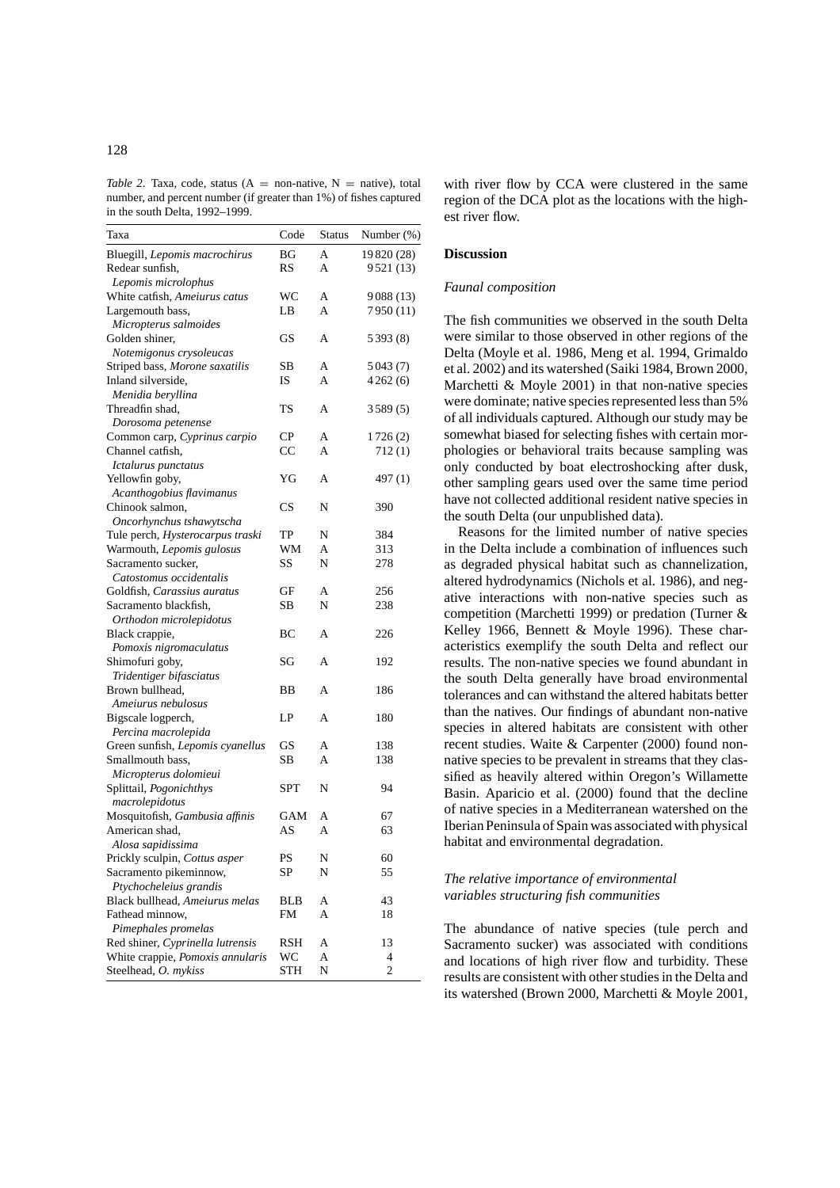*Table 2*. Taxa, code, status (A = non-native, N = native), total number, and percent number (if greater than 1%) of fishes captured in the south Delta, 1992–1999.

| Taxa | Code | Status | Number (%) |
|---|---|---|---|
| Bluegill, *Lepomis macrochirus* | BG | A | 19 820 (28) |
| Redear sunfish, *Lepomis microlophus* | RS | A | 9 521 (13) |
| White catfish, *Ameiurus catus* | WC | A | 9 088 (13) |
| Largemouth bass, *Micropterus salmoides* | LB | A | 7 950 (11) |
| Golden shiner, *Notemigonus crysoleucas* | GS | A | 5 393 (8) |
| Striped bass, *Morone saxatilis* | SB | A | 5 043 (7) |
| Inland silverside, *Menidia beryllina* | IS | A | 4 262 (6) |
| Threadfin shad, *Dorosoma petenense* | TS | A | 3 589 (5) |
| Common carp, *Cyprinus carpio* | CP | A | 1 726 (2) |
| Channel catfish, *Ictalurus punctatus* | CC | A | 712 (1) |
| Yellowfin goby, *Acanthogobius flavimanus* | YG | A | 497 (1) |
| Chinook salmon, *Oncorhynchus tshawytscha* | CS | N | 390 |
| Tule perch, *Hysterocarpus traski* | TP | N | 384 |
| Warmouth, *Lepomis gulosus* | WM | A | 313 |
| Sacramento sucker, *Catostomus occidentalis* | SS | N | 278 |
| Goldfish, *Carassius auratus* | GF | A | 256 |
| Sacramento blackfish, *Orthodon microlepidotus* | SB | N | 238 |
| Black crappie, *Pomoxis nigromaculatus* | BC | A | 226 |
| Shimofuri goby, *Tridentiger bifasciatus* | SG | A | 192 |
| Brown bullhead, *Ameiurus nebulosus* | BB | A | 186 |
| Bigscale logperch, *Percina macrolepida* | LP | A | 180 |
| Green sunfish, *Lepomis cyanellus* | GS | A | 138 |
| Smallmouth bass, *Micropterus dolomieui* | SB | A | 138 |
| Splittail, *Pogonichthys macrolepidotus* | SPT | N | 94 |
| Mosquitofish, *Gambusia affinis* | GAM | A | 67 |
| American shad, *Alosa sapidissima* | AS | A | 63 |
| Prickly sculpin, *Cottus asper* | PS | N | 60 |
| Sacramento pikeminnow, *Ptychocheleius grandis* | SP | N | 55 |
| Black bullhead, *Ameiurus melas* | BLB | A | 43 |
| Fathead minnow, *Pimephales promelas* | FM | A | 18 |
| Red shiner, *Cyprinella lutrensis* | RSH | A | 13 |
| White crappie, *Pomoxis annularis* | WC | A | 4 |
| Steelhead, *O. mykiss* | STH | N | 2 |

with river flow by CCA were clustered in the same region of the DCA plot as the locations with the highest river flow.

## Discussion

### *Faunal composition*

The fish communities we observed in the south Delta were similar to those observed in other regions of the Delta (Moyle et al. 1986, Meng et al. 1994, Grimaldo et al. 2002) and its watershed (Saiki 1984, Brown 2000, Marchetti & Moyle 2001) in that non-native species were dominate; native species represented less than 5% of all individuals captured. Although our study may be somewhat biased for selecting fishes with certain morphologies or behavioral traits because sampling was only conducted by boat electroshocking after dusk, other sampling gears used over the same time period have not collected additional resident native species in the south Delta (our unpublished data).

Reasons for the limited number of native species in the Delta include a combination of influences such as degraded physical habitat such as channelization, altered hydrodynamics (Nichols et al. 1986), and negative interactions with non-native species such as competition (Marchetti 1999) or predation (Turner & Kelley 1966, Bennett & Moyle 1996). These characteristics exemplify the south Delta and reflect our results. The non-native species we found abundant in the south Delta generally have broad environmental tolerances and can withstand the altered habitats better than the natives. Our findings of abundant non-native species in altered habitats are consistent with other recent studies. Waite & Carpenter (2000) found non-native species to be prevalent in streams that they classified as heavily altered within Oregon's Willamette Basin. Aparicio et al. (2000) found that the decline of native species in a Mediterranean watershed on the Iberian Peninsula of Spain was associated with physical habitat and environmental degradation.

### *The relative importance of environmental variables structuring fish communities*

The abundance of native species (tule perch and Sacramento sucker) was associated with conditions and locations of high river flow and turbidity. These results are consistent with other studies in the Delta and its watershed (Brown 2000, Marchetti & Moyle 2001,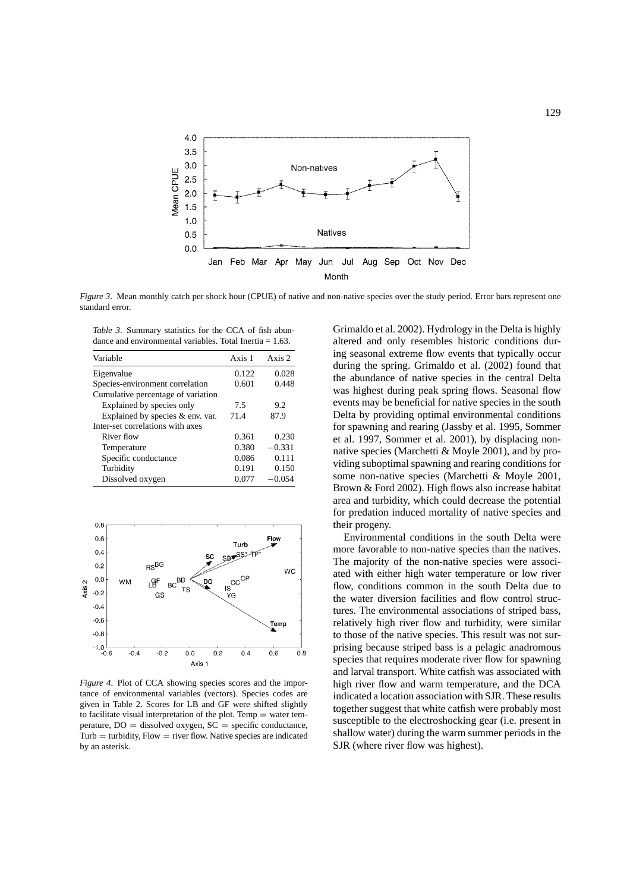*Figure 3*. Mean monthly catch per shock hour (CPUE) of native and non-native species over the study period. Error bars represent one standard error.

*Table 3*. Summary statistics for the CCA of fish abundance and environmental variables. Total Inertia = 1.63.

| Variable | Axis 1 | Axis 2 |
|---|---|---|
| Eigenvalue | 0.122 | 0.028 |
| Species-environment correlation | 0.601 | 0.448 |
| Cumulative percentage of variation | | |
| Explained by species only | 7.5 | 9.2 |
| Explained by species & env. var. | 71.4 | 87.9 |
| Inter-set correlations with axes | | |
| River flow | 0.361 | 0.230 |
| Temperature | 0.380 | −0.331 |
| Specific conductance | 0.086 | 0.111 |
| Turbidity | 0.191 | 0.150 |
| Dissolved oxygen | 0.077 | −0.054 |

*Figure 4*. Plot of CCA showing species scores and the importance of environmental variables (vectors). Species codes are given in Table 2. Scores for LB and GF were shifted slightly to facilitate visual interpretation of the plot. Temp = water temperature, DO = dissolved oxygen, SC = specific conductance, Turb = turbidity, Flow = river flow. Native species are indicated by an asterisk.

Grimaldo et al. 2002). Hydrology in the Delta is highly altered and only resembles historic conditions during seasonal extreme flow events that typically occur during the spring. Grimaldo et al. (2002) found that the abundance of native species in the central Delta was highest during peak spring flows. Seasonal flow events may be beneficial for native species in the south Delta by providing optimal environmental conditions for spawning and rearing (Jassby et al. 1995, Sommer et al. 1997, Sommer et al. 2001), by displacing non-native species (Marchetti & Moyle 2001), and by providing suboptimal spawning and rearing conditions for some non-native species (Marchetti & Moyle 2001, Brown & Ford 2002). High flows also increase habitat area and turbidity, which could decrease the potential for predation induced mortality of native species and their progeny.

Environmental conditions in the south Delta were more favorable to non-native species than the natives. The majority of the non-native species were associated with either high water temperature or low river flow, conditions common in the south Delta due to the water diversion facilities and flow control structures. The environmental associations of striped bass, relatively high river flow and turbidity, were similar to those of the native species. This result was not surprising because striped bass is a pelagic anadromous species that requires moderate river flow for spawning and larval transport. White catfish was associated with high river flow and warm temperature, and the DCA indicated a location association with SJR. These results together suggest that white catfish were probably most susceptible to the electroshocking gear (i.e. present in shallow water) during the warm summer periods in the SJR (where river flow was highest).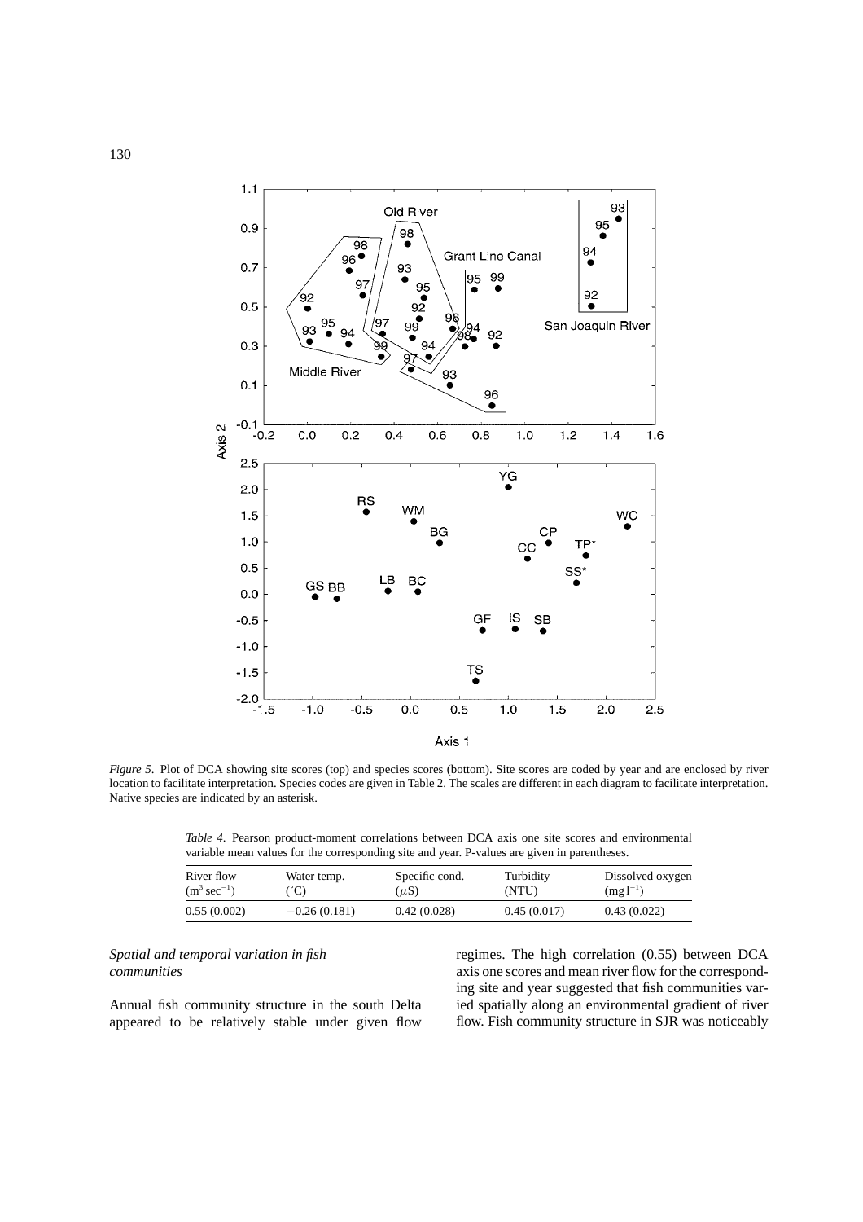*Figure 5*. Plot of DCA showing site scores (top) and species scores (bottom). Site scores are coded by year and are enclosed by river location to facilitate interpretation. Species codes are given in Table 2. The scales are different in each diagram to facilitate interpretation. Native species are indicated by an asterisk.

*Table 4*. Pearson product-moment correlations between DCA axis one site scores and environmental variable mean values for the corresponding site and year. P-values are given in parentheses.

| River flow ($m^3\,sec^{-1}$) | Water temp. (°C) | Specific cond. ($\mu$S) | Turbidity (NTU) | Dissolved oxygen ($mg\,l^{-1}$) |
|---|---|---|---|---|
| 0.55 (0.002) | −0.26 (0.181) | 0.42 (0.028) | 0.45 (0.017) | 0.43 (0.022) |

### *Spatial and temporal variation in fish communities*

Annual fish community structure in the south Delta appeared to be relatively stable under given flow regimes. The high correlation (0.55) between DCA axis one scores and mean river flow for the corresponding site and year suggested that fish communities varied spatially along an environmental gradient of river flow. Fish community structure in SJR was noticeably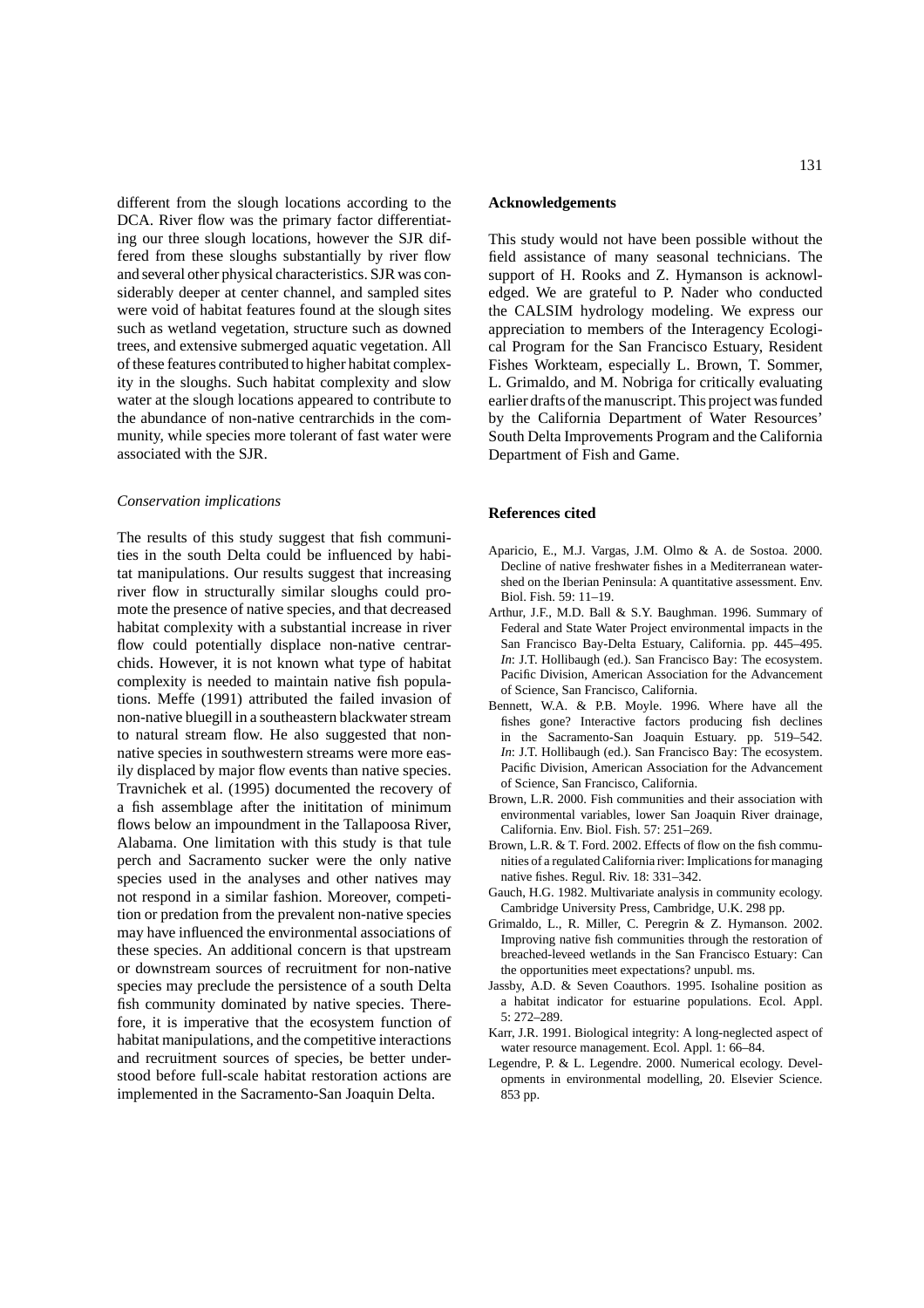different from the slough locations according to the DCA. River flow was the primary factor differentiating our three slough locations, however the SJR differed from these sloughs substantially by river flow and several other physical characteristics. SJR was considerably deeper at center channel, and sampled sites were void of habitat features found at the slough sites such as wetland vegetation, structure such as downed trees, and extensive submerged aquatic vegetation. All of these features contributed to higher habitat complexity in the sloughs. Such habitat complexity and slow water at the slough locations appeared to contribute to the abundance of non-native centrarchids in the community, while species more tolerant of fast water were associated with the SJR.

### *Conservation implications*

The results of this study suggest that fish communities in the south Delta could be influenced by habitat manipulations. Our results suggest that increasing river flow in structurally similar sloughs could promote the presence of native species, and that decreased habitat complexity with a substantial increase in river flow could potentially displace non-native centrarchids. However, it is not known what type of habitat complexity is needed to maintain native fish populations. Meffe (1991) attributed the failed invasion of non-native bluegill in a southeastern blackwater stream to natural stream flow. He also suggested that non-native species in southwestern streams were more easily displaced by major flow events than native species. Travnichek et al. (1995) documented the recovery of a fish assemblage after the inititation of minimum flows below an impoundment in the Tallapoosa River, Alabama. One limitation with this study is that tule perch and Sacramento sucker were the only native species used in the analyses and other natives may not respond in a similar fashion. Moreover, competition or predation from the prevalent non-native species may have influenced the environmental associations of these species. An additional concern is that upstream or downstream sources of recruitment for non-native species may preclude the persistence of a south Delta fish community dominated by native species. Therefore, it is imperative that the ecosystem function of habitat manipulations, and the competitive interactions and recruitment sources of species, be better understood before full-scale habitat restoration actions are implemented in the Sacramento-San Joaquin Delta.

## Acknowledgements

This study would not have been possible without the field assistance of many seasonal technicians. The support of H. Rooks and Z. Hymanson is acknowledged. We are grateful to P. Nader who conducted the CALSIM hydrology modeling. We express our appreciation to members of the Interagency Ecological Program for the San Francisco Estuary, Resident Fishes Workteam, especially L. Brown, T. Sommer, L. Grimaldo, and M. Nobriga for critically evaluating earlier drafts of the manuscript. This project was funded by the California Department of Water Resources' South Delta Improvements Program and the California Department of Fish and Game.

## References cited

Aparicio, E., M.J. Vargas, J.M. Olmo & A. de Sostoa. 2000. Decline of native freshwater fishes in a Mediterranean watershed on the Iberian Peninsula: A quantitative assessment. Env. Biol. Fish. 59: 11–19.

Arthur, J.F., M.D. Ball & S.Y. Baughman. 1996. Summary of Federal and State Water Project environmental impacts in the San Francisco Bay-Delta Estuary, California. pp. 445–495. *In*: J.T. Hollibaugh (ed.). San Francisco Bay: The ecosystem. Pacific Division, American Association for the Advancement of Science, San Francisco, California.

Bennett, W.A. & P.B. Moyle. 1996. Where have all the fishes gone? Interactive factors producing fish declines in the Sacramento-San Joaquin Estuary. pp. 519–542. *In*: J.T. Hollibaugh (ed.). San Francisco Bay: The ecosystem. Pacific Division, American Association for the Advancement of Science, San Francisco, California.

Brown, L.R. 2000. Fish communities and their association with environmental variables, lower San Joaquin River drainage, California. Env. Biol. Fish. 57: 251–269.

Brown, L.R. & T. Ford. 2002. Effects of flow on the fish communities of a regulated California river: Implications for managing native fishes. Regul. Riv. 18: 331–342.

Gauch, H.G. 1982. Multivariate analysis in community ecology. Cambridge University Press, Cambridge, U.K. 298 pp.

Grimaldo, L., R. Miller, C. Peregrin & Z. Hymanson. 2002. Improving native fish communities through the restoration of breached-leveed wetlands in the San Francisco Estuary: Can the opportunities meet expectations? unpubl. ms.

Jassby, A.D. & Seven Coauthors. 1995. Isohaline position as a habitat indicator for estuarine populations. Ecol. Appl. 5: 272–289.

Karr, J.R. 1991. Biological integrity: A long-neglected aspect of water resource management. Ecol. Appl. 1: 66–84.

Legendre, P. & L. Legendre. 2000. Numerical ecology. Developments in environmental modelling, 20. Elsevier Science. 853 pp.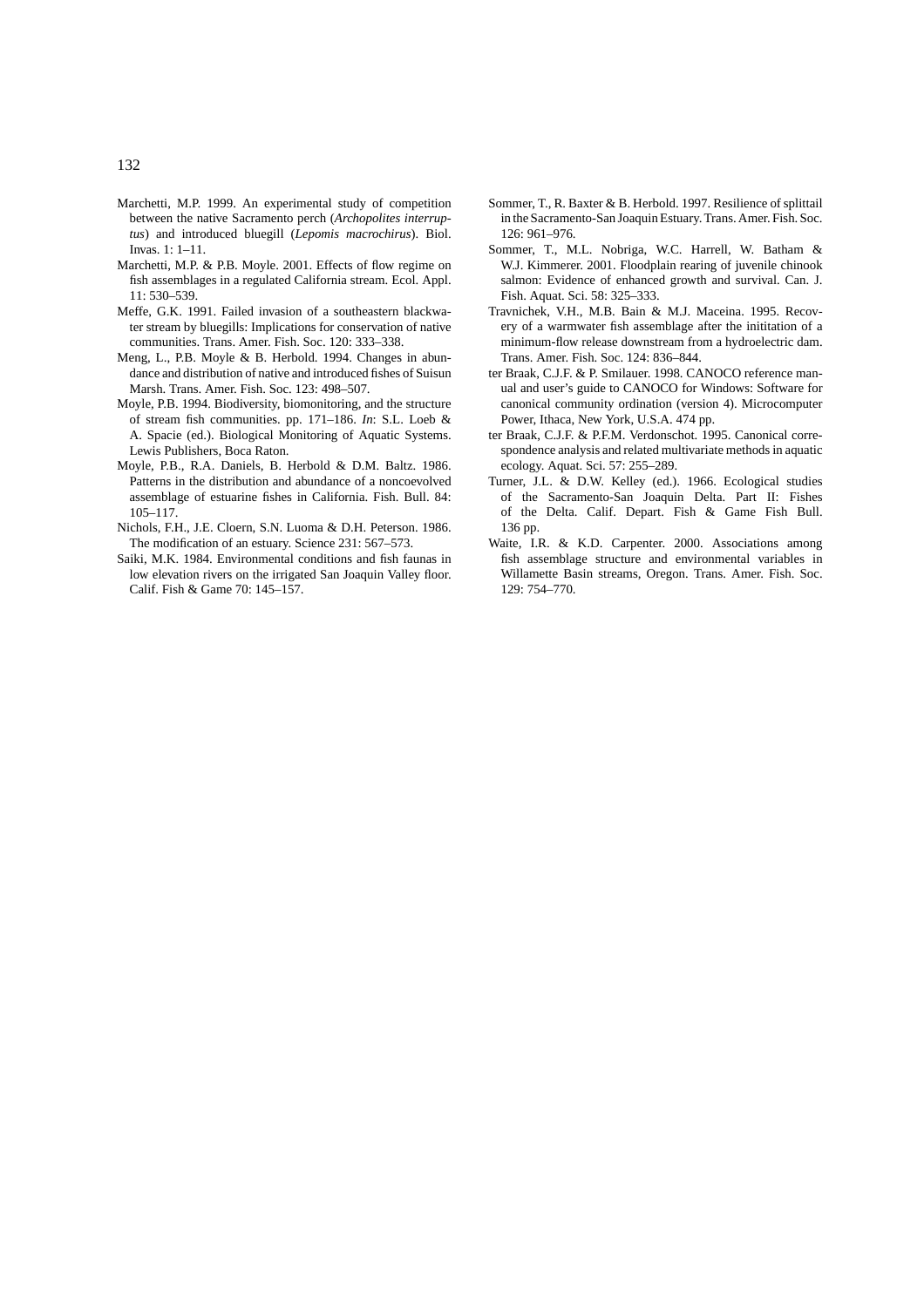Marchetti, M.P. 1999. An experimental study of competition between the native Sacramento perch (*Archopolites interruptus*) and introduced bluegill (*Lepomis macrochirus*). Biol. Invas. 1: 1–11.

Marchetti, M.P. & P.B. Moyle. 2001. Effects of flow regime on fish assemblages in a regulated California stream. Ecol. Appl. 11: 530–539.

Meffe, G.K. 1991. Failed invasion of a southeastern blackwater stream by bluegills: Implications for conservation of native communities. Trans. Amer. Fish. Soc. 120: 333–338.

Meng, L., P.B. Moyle & B. Herbold. 1994. Changes in abundance and distribution of native and introduced fishes of Suisun Marsh. Trans. Amer. Fish. Soc. 123: 498–507.

Moyle, P.B. 1994. Biodiversity, biomonitoring, and the structure of stream fish communities. pp. 171–186. *In*: S.L. Loeb & A. Spacie (ed.). Biological Monitoring of Aquatic Systems. Lewis Publishers, Boca Raton.

Moyle, P.B., R.A. Daniels, B. Herbold & D.M. Baltz. 1986. Patterns in the distribution and abundance of a noncoevolved assemblage of estuarine fishes in California. Fish. Bull. 84: 105–117.

Nichols, F.H., J.E. Cloern, S.N. Luoma & D.H. Peterson. 1986. The modification of an estuary. Science 231: 567–573.

Saiki, M.K. 1984. Environmental conditions and fish faunas in low elevation rivers on the irrigated San Joaquin Valley floor. Calif. Fish & Game 70: 145–157.

Sommer, T., R. Baxter & B. Herbold. 1997. Resilience of splittail in the Sacramento-San Joaquin Estuary. Trans. Amer. Fish. Soc. 126: 961–976.

Sommer, T., M.L. Nobriga, W.C. Harrell, W. Batham & W.J. Kimmerer. 2001. Floodplain rearing of juvenile chinook salmon: Evidence of enhanced growth and survival. Can. J. Fish. Aquat. Sci. 58: 325–333.

Travnichek, V.H., M.B. Bain & M.J. Maceina. 1995. Recovery of a warmwater fish assemblage after the inititation of a minimum-flow release downstream from a hydroelectric dam. Trans. Amer. Fish. Soc. 124: 836–844.

ter Braak, C.J.F. & P. Smilauer. 1998. CANOCO reference manual and user's guide to CANOCO for Windows: Software for canonical community ordination (version 4). Microcomputer Power, Ithaca, New York, U.S.A. 474 pp.

ter Braak, C.J.F. & P.F.M. Verdonschot. 1995. Canonical correspondence analysis and related multivariate methods in aquatic ecology. Aquat. Sci. 57: 255–289.

Turner, J.L. & D.W. Kelley (ed.). 1966. Ecological studies of the Sacramento-San Joaquin Delta. Part II: Fishes of the Delta. Calif. Depart. Fish & Game Fish Bull. 136 pp.

Waite, I.R. & K.D. Carpenter. 2000. Associations among fish assemblage structure and environmental variables in Willamette Basin streams, Oregon. Trans. Amer. Fish. Soc. 129: 754–770.